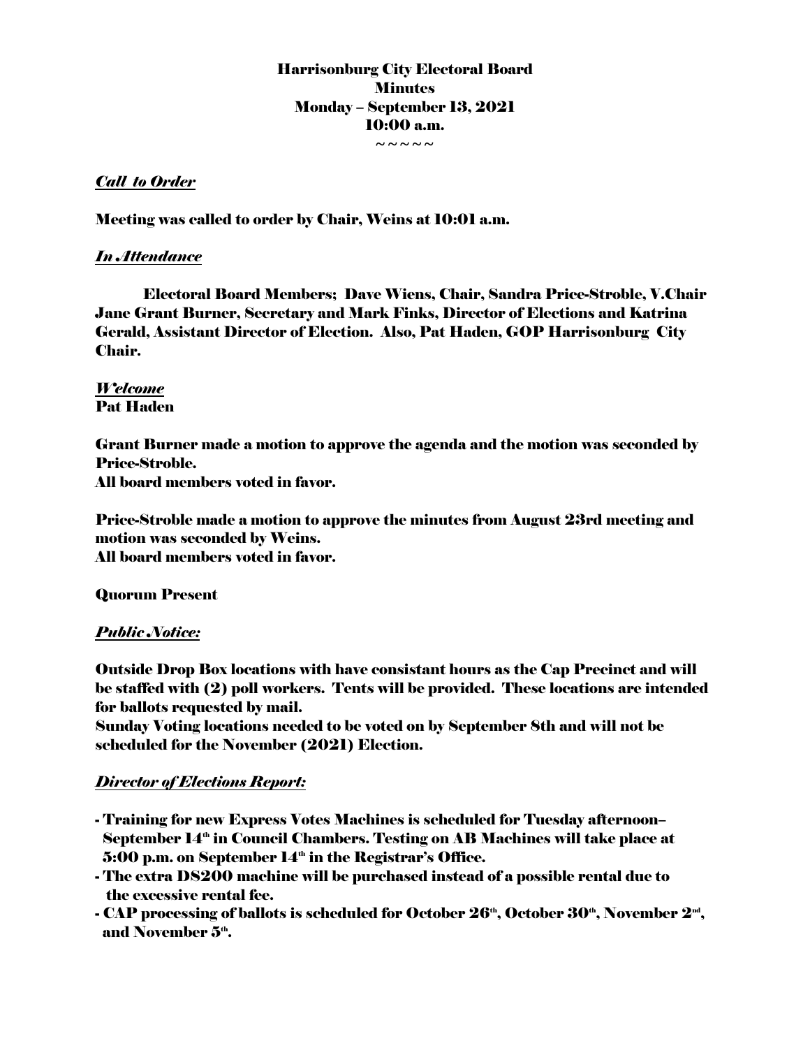# Harrisonburg City Electoral Board
## Minutes
## Monday – September 13, 2021
## 10:00 a.m.

~ ~ ~ ~ ~

### *Call to Order*

**Meeting was called to order by Chair, Weins at 10:01 a.m.**

### *In Attendance*

**Electoral Board Members; Dave Wiens, Chair, Sandra Price-Stroble, V.Chair Jane Grant Burner, Secretary and Mark Finks, Director of Elections and Katrina Gerald, Assistant Director of Election. Also, Pat Haden, GOP Harrisonburg City Chair.**

### *Welcome*

**Pat Haden**

**Grant Burner made a motion to approve the agenda and the motion was seconded by Price-Stroble.**
**All board members voted in favor.**

**Price-Stroble made a motion to approve the minutes from August 23rd meeting and motion was seconded by Weins.**
**All board members voted in favor.**

**Quorum Present**

### *Public Notice:*

**Outside Drop Box locations with have consistant hours as the Cap Precinct and will be staffed with (2) poll workers. Tents will be provided. These locations are intended for ballots requested by mail.**
**Sunday Voting locations needed to be voted on by September 8th and will not be scheduled for the November (2021) Election.**

### *Director of Elections Report:*

- **Training for new Express Votes Machines is scheduled for Tuesday afternoon– September 14th in Council Chambers. Testing on AB Machines will take place at 5:00 p.m. on September 14th in the Registrar's Office.**
- **The extra DS200 machine will be purchased instead of a possible rental due to the excessive rental fee.**
- **CAP processing of ballots is scheduled for October 26th, October 30th, November 2nd, and November 5th.**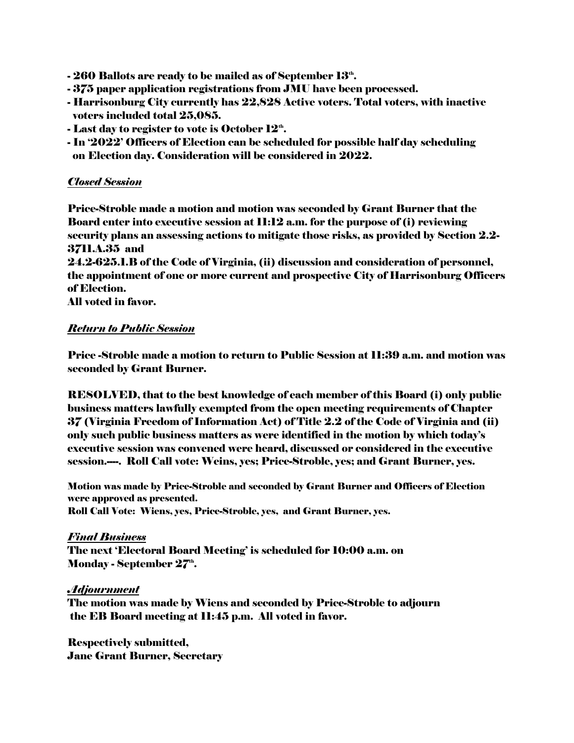- 260 Ballots are ready to be mailed as of September 13th.
- 375 paper application registrations from JMU have been processed.
- Harrisonburg City currently has 22,828 Active voters. Total voters, with inactive voters included total 25,085.
- Last day to register to vote is October 12th.
- In '2022' Officers of Election can be scheduled for possible half day scheduling on Election day. Consideration will be considered in 2022.

***Closed Session***

Price-Stroble made a motion and motion was seconded by Grant Burner that the Board enter into executive session at 11:12 a.m. for the purpose of (i) reviewing security plans an assessing actions to mitigate those risks, as provided by Section 2.2-3711.A.35 and
24.2-625.1.B of the Code of Virginia, (ii) discussion and consideration of personnel, the appointment of one or more current and prospective City of Harrisonburg Officers of Election.
All voted in favor.

***Return to Public Session***

Price -Stroble made a motion to return to Public Session at 11:39 a.m. and motion was seconded by Grant Burner.

RESOLVED, that to the best knowledge of each member of this Board (i) only public business matters lawfully exempted from the open meeting requirements of Chapter 37 (Virginia Freedom of Information Act) of Title 2.2 of the Code of Virginia and (ii) only such public business matters as were identified in the motion by which today's executive session was convened were heard, discussed or considered in the executive session.----. Roll Call vote: Weins, yes; Price-Stroble, yes; and Grant Burner, yes.

Motion was made by Price-Stroble and seconded by Grant Burner and Officers of Election were approved as presented.
Roll Call Vote: Wiens, yes, Price-Stroble, yes, and Grant Burner, yes.

***Final Business***

The next 'Electoral Board Meeting' is scheduled for 10:00 a.m. on Monday - September 27th.

***Adjournment***

The motion was made by Wiens and seconded by Price-Stroble to adjourn the EB Board meeting at 11:45 p.m. All voted in favor.

Respectively submitted,
Jane Grant Burner, Secretary